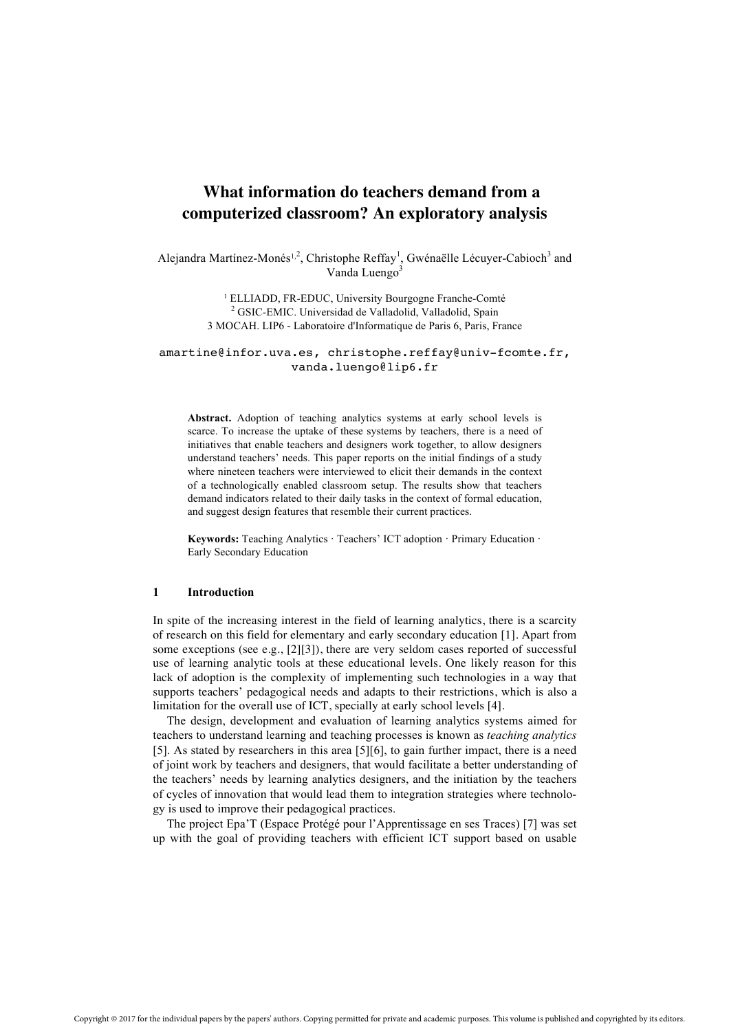# What information do teachers demand from a computerized classroom? An exploratory analysis

Alejandra Martínez-Monés[1,2], Christophe Reffay[1], Gwénaëlle Lécuyer-Cabioch[3] and Vanda Luengo[3]

[1] ELLIADD, FR-EDUC, University Bourgogne Franche-Comté
[2] GSIC-EMIC. Universidad de Valladolid, Valladolid, Spain
3 MOCAH. LIP6 - Laboratoire d'Informatique de Paris 6, Paris, France

amartine@infor.uva.es, christophe.reffay@univ-fcomte.fr, vanda.luengo@lip6.fr

**Abstract.** Adoption of teaching analytics systems at early school levels is scarce. To increase the uptake of these systems by teachers, there is a need of initiatives that enable teachers and designers work together, to allow designers understand teachers' needs. This paper reports on the initial findings of a study where nineteen teachers were interviewed to elicit their demands in the context of a technologically enabled classroom setup. The results show that teachers demand indicators related to their daily tasks in the context of formal education, and suggest design features that resemble their current practices.

**Keywords:** Teaching Analytics · Teachers' ICT adoption · Primary Education · Early Secondary Education

## 1 Introduction

In spite of the increasing interest in the field of learning analytics, there is a scarcity of research on this field for elementary and early secondary education [1]. Apart from some exceptions (see e.g., [2][3]), there are very seldom cases reported of successful use of learning analytic tools at these educational levels. One likely reason for this lack of adoption is the complexity of implementing such technologies in a way that supports teachers' pedagogical needs and adapts to their restrictions, which is also a limitation for the overall use of ICT, specially at early school levels [4].

The design, development and evaluation of learning analytics systems aimed for teachers to understand learning and teaching processes is known as *teaching analytics* [5]. As stated by researchers in this area [5][6], to gain further impact, there is a need of joint work by teachers and designers, that would facilitate a better understanding of the teachers' needs by learning analytics designers, and the initiation by the teachers of cycles of innovation that would lead them to integration strategies where technology is used to improve their pedagogical practices.

The project Epa'T (Espace Protégé pour l'Apprentissage en ses Traces) [7] was set up with the goal of providing teachers with efficient ICT support based on usable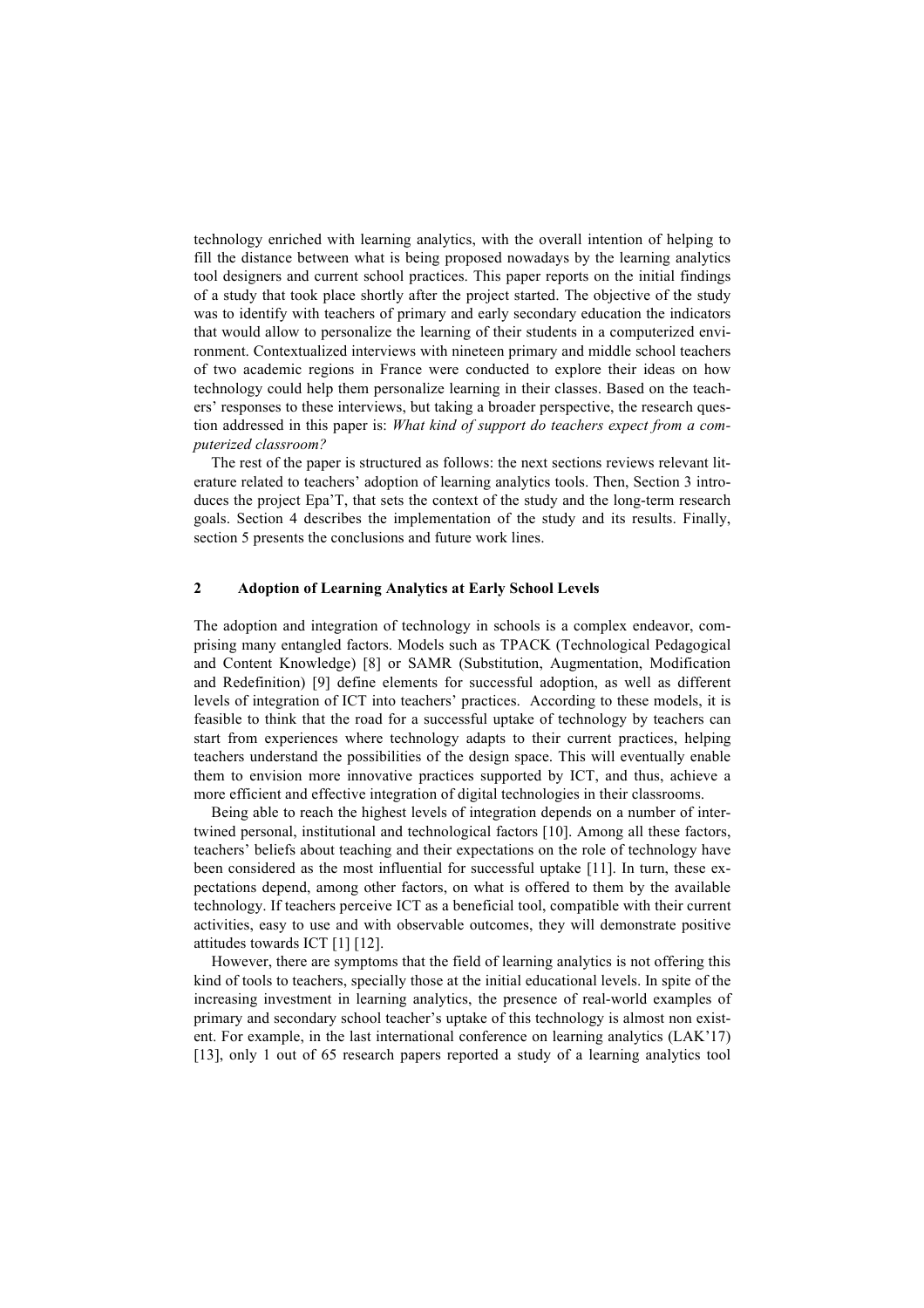technology enriched with learning analytics, with the overall intention of helping to fill the distance between what is being proposed nowadays by the learning analytics tool designers and current school practices. This paper reports on the initial findings of a study that took place shortly after the project started. The objective of the study was to identify with teachers of primary and early secondary education the indicators that would allow to personalize the learning of their students in a computerized environment. Contextualized interviews with nineteen primary and middle school teachers of two academic regions in France were conducted to explore their ideas on how technology could help them personalize learning in their classes. Based on the teachers' responses to these interviews, but taking a broader perspective, the research question addressed in this paper is: *What kind of support do teachers expect from a computerized classroom?*

The rest of the paper is structured as follows: the next sections reviews relevant literature related to teachers' adoption of learning analytics tools. Then, Section 3 introduces the project Epa'T, that sets the context of the study and the long-term research goals. Section 4 describes the implementation of the study and its results. Finally, section 5 presents the conclusions and future work lines.

## 2 Adoption of Learning Analytics at Early School Levels

The adoption and integration of technology in schools is a complex endeavor, comprising many entangled factors. Models such as TPACK (Technological Pedagogical and Content Knowledge) [8] or SAMR (Substitution, Augmentation, Modification and Redefinition) [9] define elements for successful adoption, as well as different levels of integration of ICT into teachers' practices. According to these models, it is feasible to think that the road for a successful uptake of technology by teachers can start from experiences where technology adapts to their current practices, helping teachers understand the possibilities of the design space. This will eventually enable them to envision more innovative practices supported by ICT, and thus, achieve a more efficient and effective integration of digital technologies in their classrooms.

Being able to reach the highest levels of integration depends on a number of intertwined personal, institutional and technological factors [10]. Among all these factors, teachers' beliefs about teaching and their expectations on the role of technology have been considered as the most influential for successful uptake [11]. In turn, these expectations depend, among other factors, on what is offered to them by the available technology. If teachers perceive ICT as a beneficial tool, compatible with their current activities, easy to use and with observable outcomes, they will demonstrate positive attitudes towards ICT [1] [12].

However, there are symptoms that the field of learning analytics is not offering this kind of tools to teachers, specially those at the initial educational levels. In spite of the increasing investment in learning analytics, the presence of real-world examples of primary and secondary school teacher's uptake of this technology is almost non existent. For example, in the last international conference on learning analytics (LAK'17) [13], only 1 out of 65 research papers reported a study of a learning analytics tool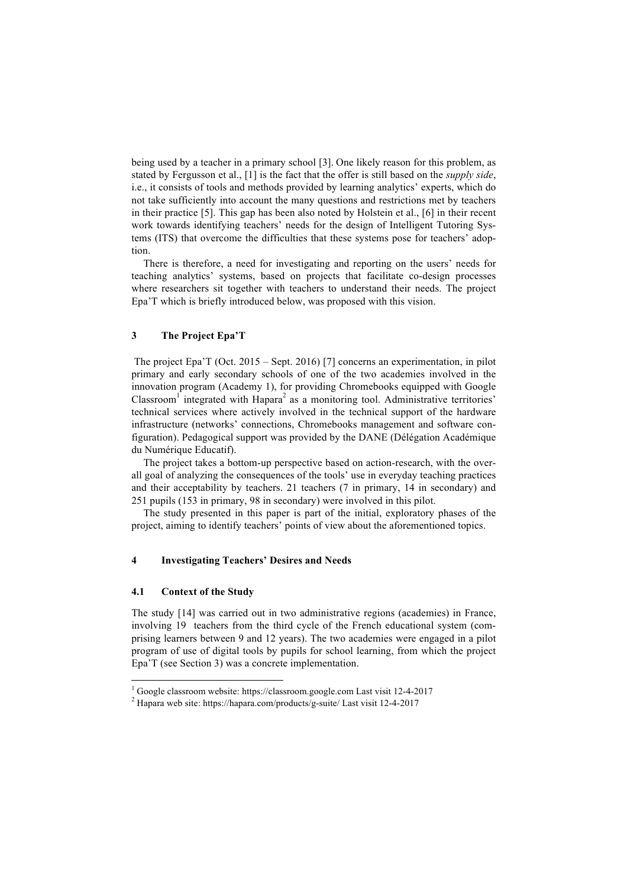being used by a teacher in a primary school [3]. One likely reason for this problem, as stated by Fergusson et al., [1] is the fact that the offer is still based on the *supply side*, i.e., it consists of tools and methods provided by learning analytics' experts, which do not take sufficiently into account the many questions and restrictions met by teachers in their practice [5]. This gap has been also noted by Holstein et al., [6] in their recent work towards identifying teachers' needs for the design of Intelligent Tutoring Systems (ITS) that overcome the difficulties that these systems pose for teachers' adoption.

There is therefore, a need for investigating and reporting on the users' needs for teaching analytics' systems, based on projects that facilitate co-design processes where researchers sit together with teachers to understand their needs. The project Epa'T which is briefly introduced below, was proposed with this vision.

## 3 The Project Epa'T

The project Epa'T (Oct. 2015 – Sept. 2016) [7] concerns an experimentation, in pilot primary and early secondary schools of one of the two academies involved in the innovation program (Academy 1), for providing Chromebooks equipped with Google Classroom[1] integrated with Hapara[2] as a monitoring tool. Administrative territories' technical services where actively involved in the technical support of the hardware infrastructure (networks' connections, Chromebooks management and software configuration). Pedagogical support was provided by the DANE (Délégation Académique du Numérique Educatif).

The project takes a bottom-up perspective based on action-research, with the overall goal of analyzing the consequences of the tools' use in everyday teaching practices and their acceptability by teachers. 21 teachers (7 in primary, 14 in secondary) and 251 pupils (153 in primary, 98 in secondary) were involved in this pilot.

The study presented in this paper is part of the initial, exploratory phases of the project, aiming to identify teachers' points of view about the aforementioned topics.

## 4 Investigating Teachers' Desires and Needs

### 4.1 Context of the Study

The study [14] was carried out in two administrative regions (academies) in France, involving 19 teachers from the third cycle of the French educational system (comprising learners between 9 and 12 years). The two academies were engaged in a pilot program of use of digital tools by pupils for school learning, from which the project Epa'T (see Section 3) was a concrete implementation.

[1] Google classroom website: https://classroom.google.com Last visit 12-4-2017

[2] Hapara web site: https://hapara.com/products/g-suite/ Last visit 12-4-2017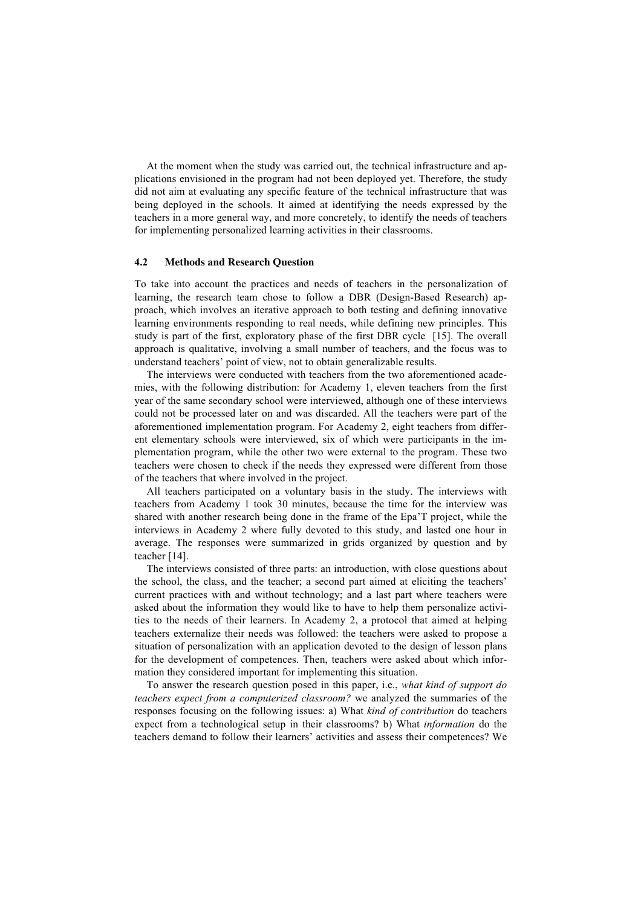At the moment when the study was carried out, the technical infrastructure and applications envisioned in the program had not been deployed yet. Therefore, the study did not aim at evaluating any specific feature of the technical infrastructure that was being deployed in the schools. It aimed at identifying the needs expressed by the teachers in a more general way, and more concretely, to identify the needs of teachers for implementing personalized learning activities in their classrooms.

### 4.2 Methods and Research Question

To take into account the practices and needs of teachers in the personalization of learning, the research team chose to follow a DBR (Design-Based Research) approach, which involves an iterative approach to both testing and defining innovative learning environments responding to real needs, while defining new principles. This study is part of the first, exploratory phase of the first DBR cycle [15]. The overall approach is qualitative, involving a small number of teachers, and the focus was to understand teachers' point of view, not to obtain generalizable results.

The interviews were conducted with teachers from the two aforementioned academies, with the following distribution: for Academy 1, eleven teachers from the first year of the same secondary school were interviewed, although one of these interviews could not be processed later on and was discarded. All the teachers were part of the aforementioned implementation program. For Academy 2, eight teachers from different elementary schools were interviewed, six of which were participants in the implementation program, while the other two were external to the program. These two teachers were chosen to check if the needs they expressed were different from those of the teachers that where involved in the project.

All teachers participated on a voluntary basis in the study. The interviews with teachers from Academy 1 took 30 minutes, because the time for the interview was shared with another research being done in the frame of the Epa'T project, while the interviews in Academy 2 where fully devoted to this study, and lasted one hour in average. The responses were summarized in grids organized by question and by teacher [14].

The interviews consisted of three parts: an introduction, with close questions about the school, the class, and the teacher; a second part aimed at eliciting the teachers' current practices with and without technology; and a last part where teachers were asked about the information they would like to have to help them personalize activities to the needs of their learners. In Academy 2, a protocol that aimed at helping teachers externalize their needs was followed: the teachers were asked to propose a situation of personalization with an application devoted to the design of lesson plans for the development of competences. Then, teachers were asked about which information they considered important for implementing this situation.

To answer the research question posed in this paper, i.e., *what kind of support do teachers expect from a computerized classroom?* we analyzed the summaries of the responses focusing on the following issues: a) What *kind of contribution* do teachers expect from a technological setup in their classrooms? b) What *information* do the teachers demand to follow their learners' activities and assess their competences? We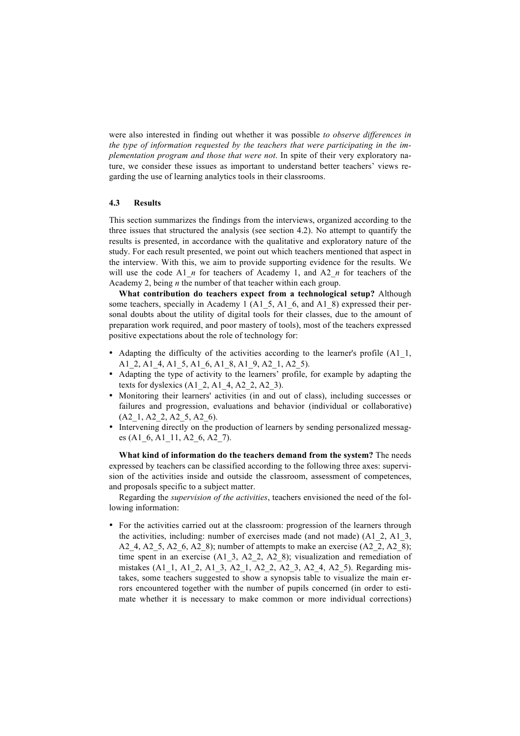were also interested in finding out whether it was possible *to observe differences in the type of information requested by the teachers that were participating in the implementation program and those that were not*. In spite of their very exploratory nature, we consider these issues as important to understand better teachers' views regarding the use of learning analytics tools in their classrooms.

### 4.3 Results

This section summarizes the findings from the interviews, organized according to the three issues that structured the analysis (see section 4.2). No attempt to quantify the results is presented, in accordance with the qualitative and exploratory nature of the study. For each result presented, we point out which teachers mentioned that aspect in the interview. With this, we aim to provide supporting evidence for the results. We will use the code A1_*n* for teachers of Academy 1, and A2_*n* for teachers of the Academy 2, being *n* the number of that teacher within each group.

**What contribution do teachers expect from a technological setup?** Although some teachers, specially in Academy 1 (A1_5, A1_6, and A1_8) expressed their personal doubts about the utility of digital tools for their classes, due to the amount of preparation work required, and poor mastery of tools), most of the teachers expressed positive expectations about the role of technology for:

- Adapting the difficulty of the activities according to the learner's profile (A1_1, A1_2, A1_4, A1_5, A1_6, A1_8, A1_9, A2_1, A2_5).
- Adapting the type of activity to the learners' profile, for example by adapting the texts for dyslexics (A1_2, A1_4, A2_2, A2_3).
- Monitoring their learners' activities (in and out of class), including successes or failures and progression, evaluations and behavior (individual or collaborative) (A2_1, A2_2, A2_5, A2_6).
- Intervening directly on the production of learners by sending personalized messages (A1_6, A1_11, A2_6, A2_7).

**What kind of information do the teachers demand from the system?** The needs expressed by teachers can be classified according to the following three axes: supervision of the activities inside and outside the classroom, assessment of competences, and proposals specific to a subject matter.

Regarding the *supervision of the activities*, teachers envisioned the need of the following information:

- For the activities carried out at the classroom: progression of the learners through the activities, including: number of exercises made (and not made) (A1_2, A1_3, A2_4, A2_5, A2_6, A2_8); number of attempts to make an exercise (A2_2, A2_8); time spent in an exercise (A1_3, A2_2, A2_8); visualization and remediation of mistakes (A1_1, A1_2, A1_3, A2_1, A2_2, A2_3, A2_4, A2_5). Regarding mistakes, some teachers suggested to show a synopsis table to visualize the main errors encountered together with the number of pupils concerned (in order to estimate whether it is necessary to make common or more individual corrections)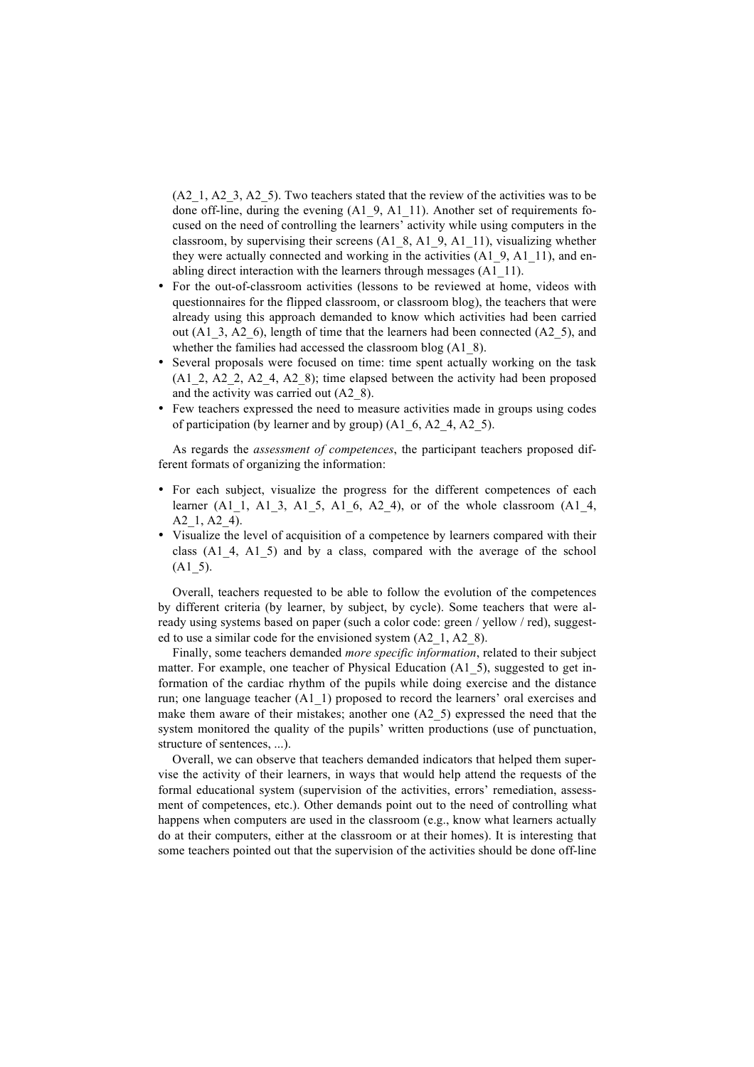(A2_1, A2_3, A2_5). Two teachers stated that the review of the activities was to be done off-line, during the evening (A1_9, A1_11). Another set of requirements focused on the need of controlling the learners' activity while using computers in the classroom, by supervising their screens (A1_8, A1_9, A1_11), visualizing whether they were actually connected and working in the activities (A1_9, A1_11), and enabling direct interaction with the learners through messages (A1_11).

- For the out-of-classroom activities (lessons to be reviewed at home, videos with questionnaires for the flipped classroom, or classroom blog), the teachers that were already using this approach demanded to know which activities had been carried out (A1_3, A2_6), length of time that the learners had been connected (A2_5), and whether the families had accessed the classroom blog (A1_8).
- Several proposals were focused on time: time spent actually working on the task (A1_2, A2_2, A2_4, A2_8); time elapsed between the activity had been proposed and the activity was carried out (A2_8).
- Few teachers expressed the need to measure activities made in groups using codes of participation (by learner and by group) (A1_6, A2_4, A2_5).

As regards the *assessment of competences*, the participant teachers proposed different formats of organizing the information:

- For each subject, visualize the progress for the different competences of each learner (A1_1, A1_3, A1_5, A1_6, A2_4), or of the whole classroom (A1_4, A2_1, A2_4).
- Visualize the level of acquisition of a competence by learners compared with their class (A1_4, A1_5) and by a class, compared with the average of the school (A1_5).

Overall, teachers requested to be able to follow the evolution of the competences by different criteria (by learner, by subject, by cycle). Some teachers that were already using systems based on paper (such a color code: green / yellow / red), suggested to use a similar code for the envisioned system (A2_1, A2_8).

Finally, some teachers demanded *more specific information*, related to their subject matter. For example, one teacher of Physical Education (A1_5), suggested to get information of the cardiac rhythm of the pupils while doing exercise and the distance run; one language teacher (A1_1) proposed to record the learners' oral exercises and make them aware of their mistakes; another one (A2_5) expressed the need that the system monitored the quality of the pupils' written productions (use of punctuation, structure of sentences, ...).

Overall, we can observe that teachers demanded indicators that helped them supervise the activity of their learners, in ways that would help attend the requests of the formal educational system (supervision of the activities, errors' remediation, assessment of competences, etc.). Other demands point out to the need of controlling what happens when computers are used in the classroom (e.g., know what learners actually do at their computers, either at the classroom or at their homes). It is interesting that some teachers pointed out that the supervision of the activities should be done off-line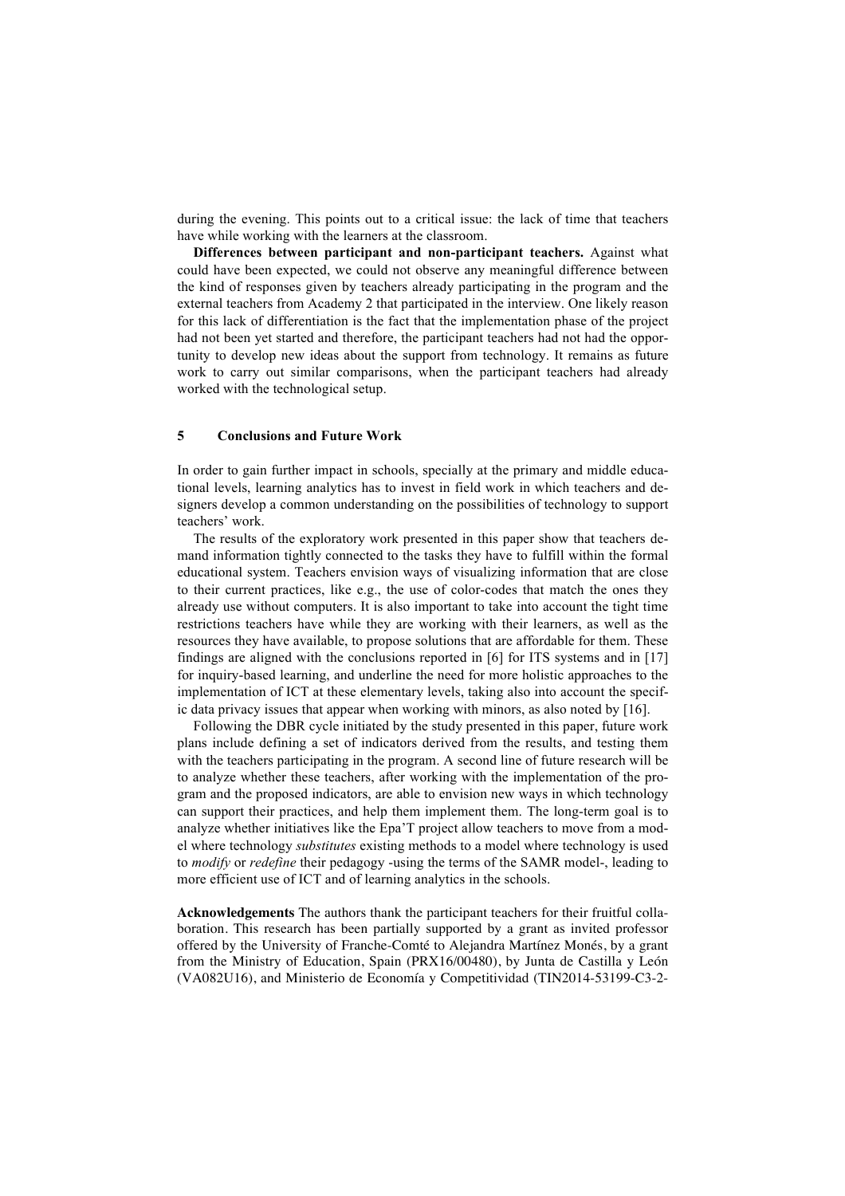during the evening. This points out to a critical issue: the lack of time that teachers have while working with the learners at the classroom.

**Differences between participant and non-participant teachers.** Against what could have been expected, we could not observe any meaningful difference between the kind of responses given by teachers already participating in the program and the external teachers from Academy 2 that participated in the interview. One likely reason for this lack of differentiation is the fact that the implementation phase of the project had not been yet started and therefore, the participant teachers had not had the opportunity to develop new ideas about the support from technology. It remains as future work to carry out similar comparisons, when the participant teachers had already worked with the technological setup.

## 5 Conclusions and Future Work

In order to gain further impact in schools, specially at the primary and middle educational levels, learning analytics has to invest in field work in which teachers and designers develop a common understanding on the possibilities of technology to support teachers' work.

The results of the exploratory work presented in this paper show that teachers demand information tightly connected to the tasks they have to fulfill within the formal educational system. Teachers envision ways of visualizing information that are close to their current practices, like e.g., the use of color-codes that match the ones they already use without computers. It is also important to take into account the tight time restrictions teachers have while they are working with their learners, as well as the resources they have available, to propose solutions that are affordable for them. These findings are aligned with the conclusions reported in [6] for ITS systems and in [17] for inquiry-based learning, and underline the need for more holistic approaches to the implementation of ICT at these elementary levels, taking also into account the specific data privacy issues that appear when working with minors, as also noted by [16].

Following the DBR cycle initiated by the study presented in this paper, future work plans include defining a set of indicators derived from the results, and testing them with the teachers participating in the program. A second line of future research will be to analyze whether these teachers, after working with the implementation of the program and the proposed indicators, are able to envision new ways in which technology can support their practices, and help them implement them. The long-term goal is to analyze whether initiatives like the Epa'T project allow teachers to move from a model where technology *substitutes* existing methods to a model where technology is used to *modify* or *redefine* their pedagogy -using the terms of the SAMR model-, leading to more efficient use of ICT and of learning analytics in the schools.

**Acknowledgements** The authors thank the participant teachers for their fruitful collaboration. This research has been partially supported by a grant as invited professor offered by the University of Franche-Comté to Alejandra Martínez Monés, by a grant from the Ministry of Education, Spain (PRX16/00480), by Junta de Castilla y León (VA082U16), and Ministerio de Economía y Competitividad (TIN2014-53199-C3-2-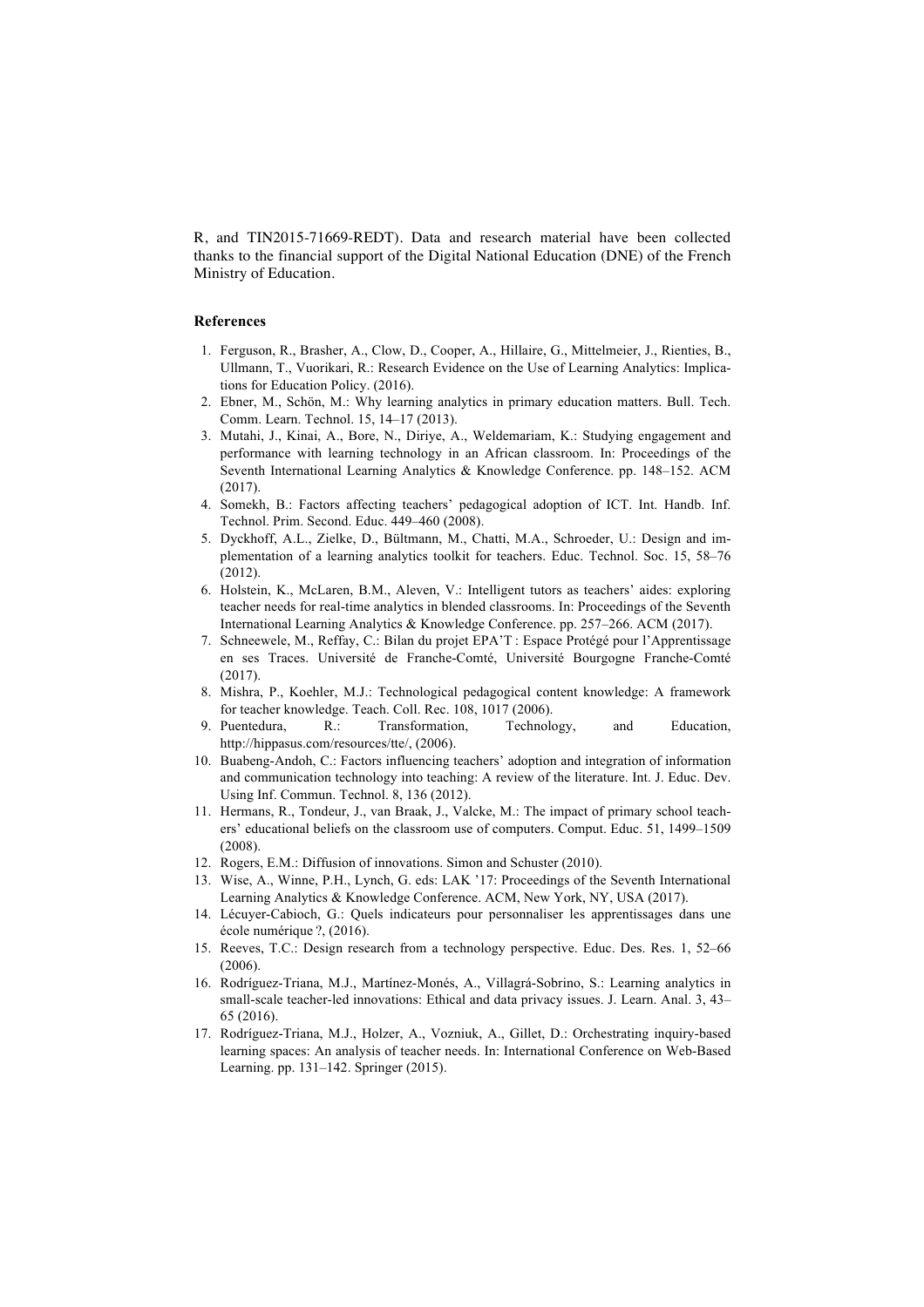R, and TIN2015-71669-REDT). Data and research material have been collected thanks to the financial support of the Digital National Education (DNE) of the French Ministry of Education.

### References

1. Ferguson, R., Brasher, A., Clow, D., Cooper, A., Hillaire, G., Mittelmeier, J., Rienties, B., Ullmann, T., Vuorikari, R.: Research Evidence on the Use of Learning Analytics: Implications for Education Policy. (2016).
2. Ebner, M., Schön, M.: Why learning analytics in primary education matters. Bull. Tech. Comm. Learn. Technol. 15, 14–17 (2013).
3. Mutahi, J., Kinai, A., Bore, N., Diriye, A., Weldemariam, K.: Studying engagement and performance with learning technology in an African classroom. In: Proceedings of the Seventh International Learning Analytics & Knowledge Conference. pp. 148–152. ACM (2017).
4. Somekh, B.: Factors affecting teachers' pedagogical adoption of ICT. Int. Handb. Inf. Technol. Prim. Second. Educ. 449–460 (2008).
5. Dyckhoff, A.L., Zielke, D., Bültmann, M., Chatti, M.A., Schroeder, U.: Design and implementation of a learning analytics toolkit for teachers. Educ. Technol. Soc. 15, 58–76 (2012).
6. Holstein, K., McLaren, B.M., Aleven, V.: Intelligent tutors as teachers' aides: exploring teacher needs for real-time analytics in blended classrooms. In: Proceedings of the Seventh International Learning Analytics & Knowledge Conference. pp. 257–266. ACM (2017).
7. Schneewele, M., Reffay, C.: Bilan du projet EPA'T : Espace Protégé pour l'Apprentissage en ses Traces. Université de Franche-Comté, Université Bourgogne Franche-Comté (2017).
8. Mishra, P., Koehler, M.J.: Technological pedagogical content knowledge: A framework for teacher knowledge. Teach. Coll. Rec. 108, 1017 (2006).
9. Puentedura, R.: Transformation, Technology, and Education, http://hippasus.com/resources/tte/, (2006).
10. Buabeng-Andoh, C.: Factors influencing teachers' adoption and integration of information and communication technology into teaching: A review of the literature. Int. J. Educ. Dev. Using Inf. Commun. Technol. 8, 136 (2012).
11. Hermans, R., Tondeur, J., van Braak, J., Valcke, M.: The impact of primary school teachers' educational beliefs on the classroom use of computers. Comput. Educ. 51, 1499–1509 (2008).
12. Rogers, E.M.: Diffusion of innovations. Simon and Schuster (2010).
13. Wise, A., Winne, P.H., Lynch, G. eds: LAK '17: Proceedings of the Seventh International Learning Analytics & Knowledge Conference. ACM, New York, NY, USA (2017).
14. Lécuyer-Cabioch, G.: Quels indicateurs pour personnaliser les apprentissages dans une école numérique ?, (2016).
15. Reeves, T.C.: Design research from a technology perspective. Educ. Des. Res. 1, 52–66 (2006).
16. Rodríguez-Triana, M.J., Martínez-Monés, A., Villagrá-Sobrino, S.: Learning analytics in small-scale teacher-led innovations: Ethical and data privacy issues. J. Learn. Anal. 3, 43–65 (2016).
17. Rodríguez-Triana, M.J., Holzer, A., Vozniuk, A., Gillet, D.: Orchestrating inquiry-based learning spaces: An analysis of teacher needs. In: International Conference on Web-Based Learning. pp. 131–142. Springer (2015).